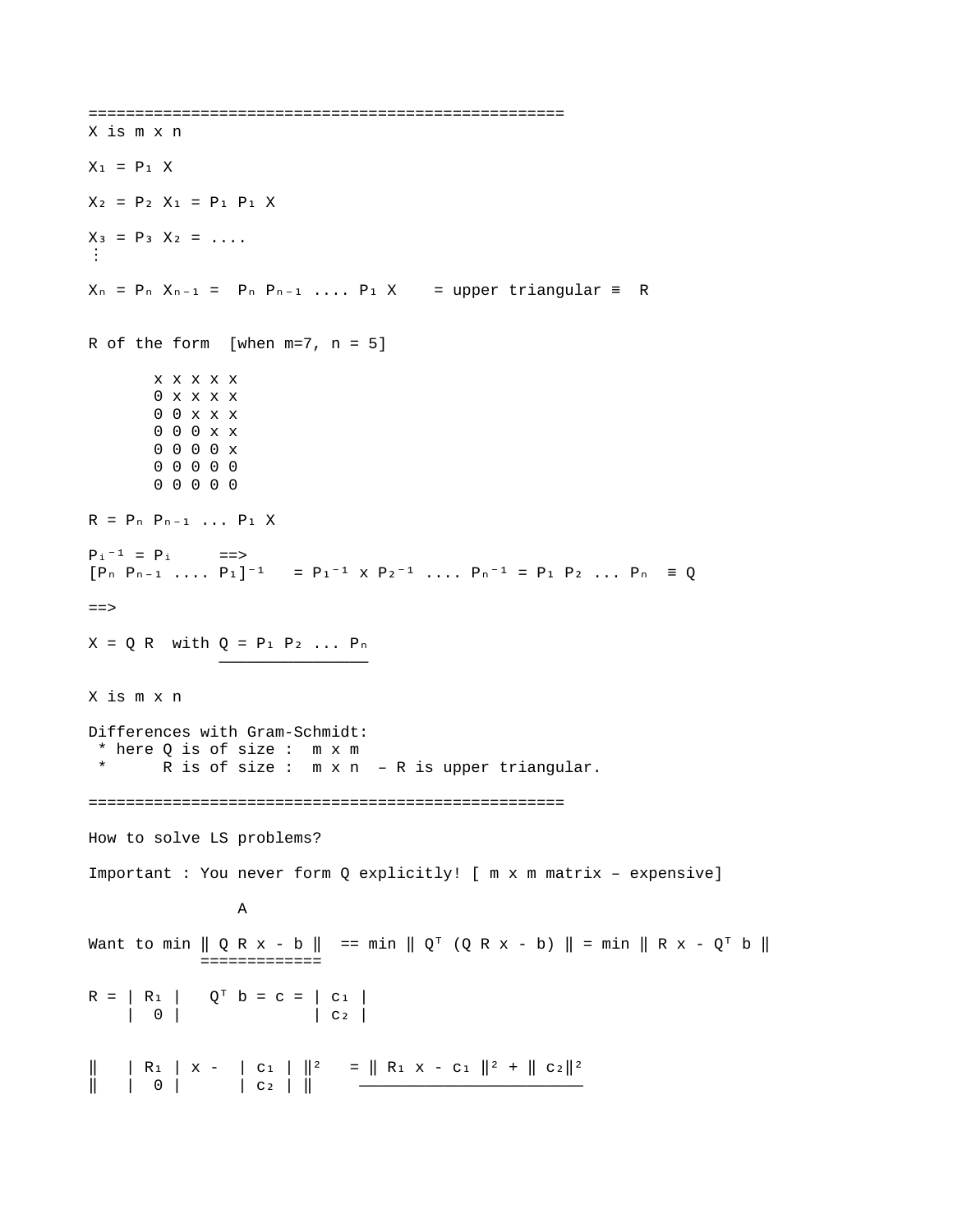===================================================

X is m x n

$X_1 = P_1 X$

$X_2 = P_2 X_1 = P_1 P_1 X$

$X_3 = P_3 X_2 = ....$

⋮

$X_n = P_n X_{n-1} = P_n P_{n-1} .... P_1 X$ = upper triangular ≡ R

R of the form [when m=7, n = 5]

```
x x x x x
0 x x x x
0 0 x x x
0 0 0 x x
0 0 0 0 x
0 0 0 0 0
0 0 0 0 0
```

$R = P_n P_{n-1} ... P_1 X$

$P_i^{-1} = P_i$ ==>

$[P_n P_{n-1} .... P_1]^{-1} = P_1^{-1} \times P_2^{-1} .... P_n^{-1} = P_1 P_2 ... P_n \equiv Q$

==>

$X = Q R$ with $\underline{Q = P_1 P_2 ... P_n}$

X is m x n

Differences with Gram-Schmidt:

* here Q is of size : m x m
* R is of size : m x n – R is upper triangular.

===================================================

How to solve LS problems?

Important : You never form Q explicitly! [ m x m matrix – expensive]

Want to min $\underline{\| Q R x - b \|}$ (A) == min $\| Q^T (Q R x - b) \|$ = min $\| R x - Q^T b \|$

$$R = \begin{vmatrix} R_1 \\ 0 \end{vmatrix} \quad Q^T b = c = \begin{vmatrix} c_1 \\ c_2 \end{vmatrix}$$

$$\left\| \begin{vmatrix} R_1 \\ 0 \end{vmatrix} x - \begin{vmatrix} c_1 \\ c_2 \end{vmatrix} \right\|^2 = \underline{\| R_1 x - c_1 \|^2 + \| c_2 \|^2}$$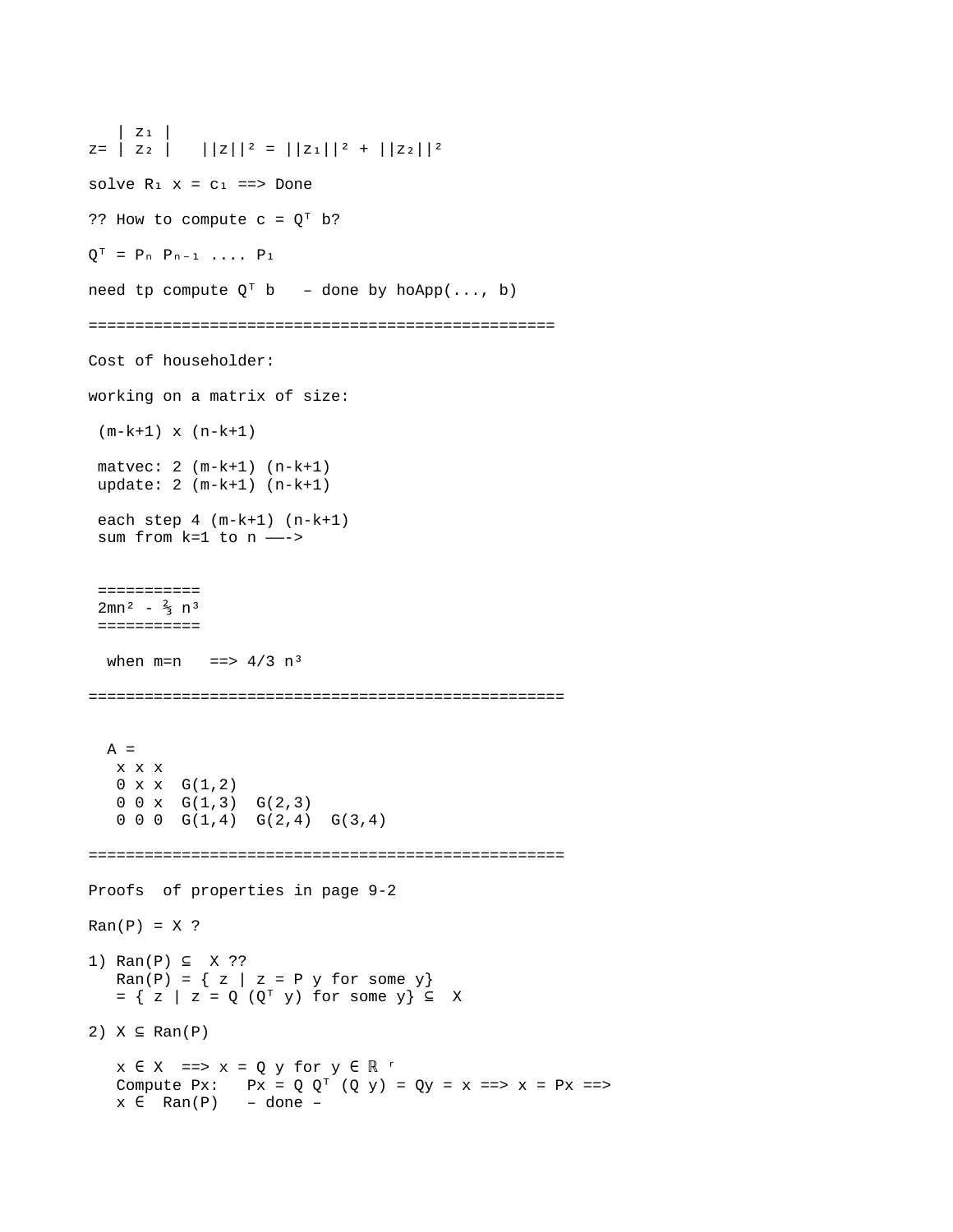$$z = \begin{vmatrix} z_1 \\ z_2 \end{vmatrix} \quad \|z\|^2 = \|z_1\|^2 + \|z_2\|^2$$

solve $R_1 x = c_1$ ==> Done

?? How to compute $c = Q^T b$?

$Q^T = P_n P_{n-1} \dots P_1$

need tp compute $Q^T b$ – done by hoApp(..., b)

==================================================

Cost of householder:

working on a matrix of size:

$(m-k+1) \times (n-k+1)$

matvec: $2(m-k+1)(n-k+1)$

update: $2(m-k+1)(n-k+1)$

each step $4(m-k+1)(n-k+1)$

sum from k=1 to n ——>

===========

$2mn^2 - \frac{2}{3} n^3$

===========

when m=n ==> $4/3\, n^3$

==================================================

```
A =
 x x x
 0 x x  G(1,2)
 0 0 x  G(1,3)  G(2,3)
 0 0 0  G(1,4)  G(2,4)  G(3,4)
```

==================================================

Proofs of properties in page 9-2

Ran(P) = X ?

1) $\text{Ran}(P) \subseteq X$ ??

$\text{Ran}(P) = \{ z \mid z = P y \text{ for some } y \}$

$= \{ z \mid z = Q (Q^T y) \text{ for some } y \} \subseteq X$

2) $X \subseteq \text{Ran}(P)$

$x \in X$ ==> $x = Q y$ for $y \in \mathbb{R}^r$

Compute Px: $Px = Q Q^T (Q y) = Qy = x$ ==> $x = Px$ ==>

$x \in \text{Ran}(P)$ – done –